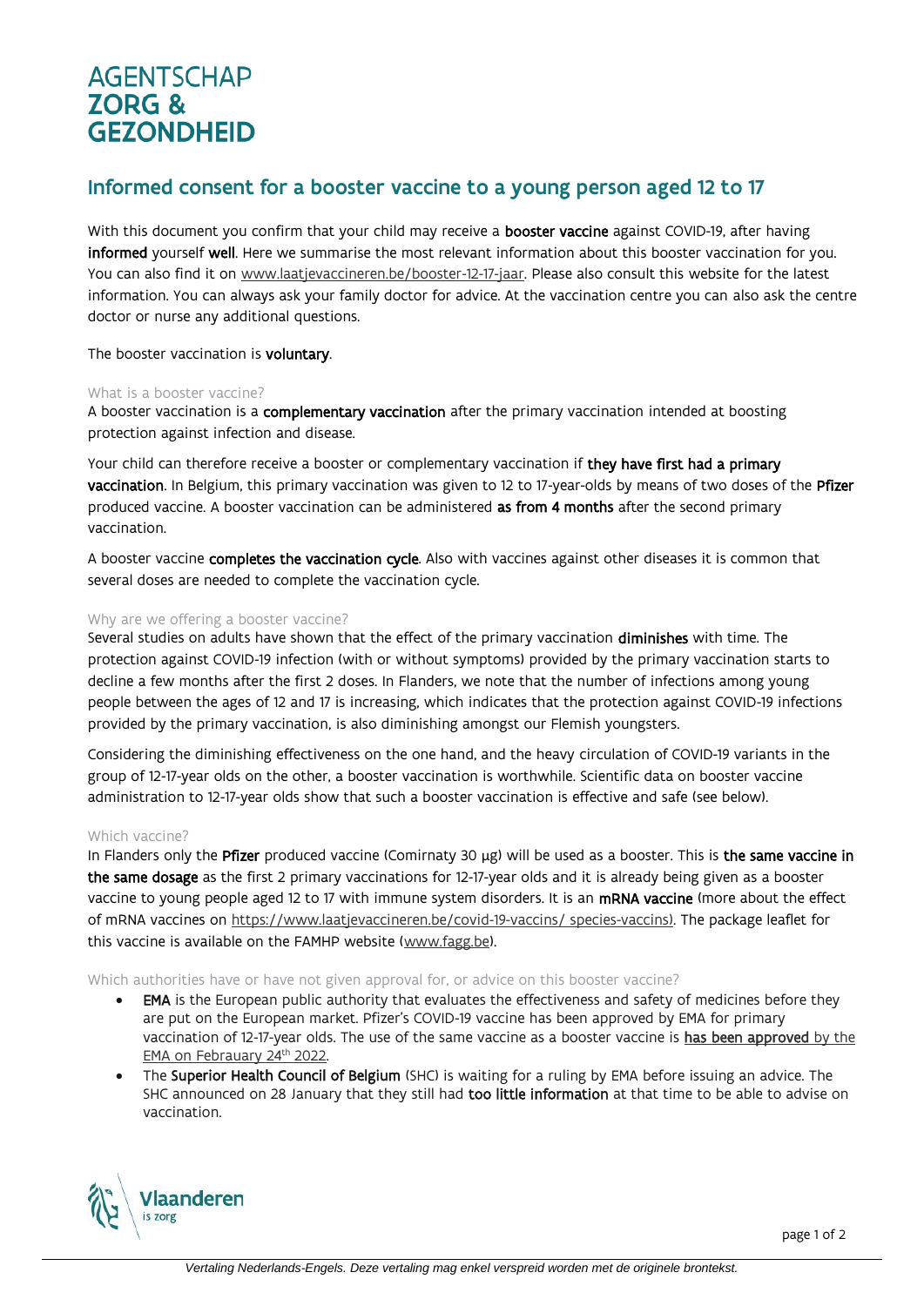AGENTSCHAP
**ZORG &**
**GEZONDHEID**

# Informed consent for a booster vaccine to a young person aged 12 to 17

With this document you confirm that your child may receive a **booster vaccine** against COVID-19, after having **informed** yourself **well**. Here we summarise the most relevant information about this booster vaccination for you. You can also find it on www.laatjevaccineren.be/booster-12-17-jaar. Please also consult this website for the latest information. You can always ask your family doctor for advice. At the vaccination centre you can also ask the centre doctor or nurse any additional questions.

The booster vaccination is **voluntary**.

### What is a booster vaccine?

A booster vaccination is a **complementary vaccination** after the primary vaccination intended at boosting protection against infection and disease.

Your child can therefore receive a booster or complementary vaccination if **they have first had a primary vaccination**. In Belgium, this primary vaccination was given to 12 to 17-year-olds by means of two doses of the **Pfizer** produced vaccine. A booster vaccination can be administered **as from 4 months** after the second primary vaccination.

A booster vaccine **completes the vaccination cycle**. Also with vaccines against other diseases it is common that several doses are needed to complete the vaccination cycle.

### Why are we offering a booster vaccine?

Several studies on adults have shown that the effect of the primary vaccination **diminishes** with time. The protection against COVID-19 infection (with or without symptoms) provided by the primary vaccination starts to decline a few months after the first 2 doses. In Flanders, we note that the number of infections among young people between the ages of 12 and 17 is increasing, which indicates that the protection against COVID-19 infections provided by the primary vaccination, is also diminishing amongst our Flemish youngsters.

Considering the diminishing effectiveness on the one hand, and the heavy circulation of COVID-19 variants in the group of 12-17-year olds on the other, a booster vaccination is worthwhile. Scientific data on booster vaccine administration to 12-17-year olds show that such a booster vaccination is effective and safe (see below).

### Which vaccine?

In Flanders only the **Pfizer** produced vaccine (Comirnaty 30 µg) will be used as a booster. This is **the same vaccine in the same dosage** as the first 2 primary vaccinations for 12-17-year olds and it is already being given as a booster vaccine to young people aged 12 to 17 with immune system disorders. It is an **mRNA vaccine** (more about the effect of mRNA vaccines on https://www.laatjevaccineren.be/covid-19-vaccins/ species-vaccins). The package leaflet for this vaccine is available on the FAMHP website (www.fagg.be).

### Which authorities have or have not given approval for, or advice on this booster vaccine?

- **EMA** is the European public authority that evaluates the effectiveness and safety of medicines before they are put on the European market. Pfizer's COVID-19 vaccine has been approved by EMA for primary vaccination of 12-17-year olds. The use of the same vaccine as a booster vaccine is **has been approved** by the EMA on Febrauary 24th 2022.
- The **Superior Health Council of Belgium** (SHC) is waiting for a ruling by EMA before issuing an advice. The SHC announced on 28 January that they still had **too little information** at that time to be able to advise on vaccination.

Vlaanderen
is zorg

*Vertaling Nederlands-Engels. Deze vertaling mag enkel verspreid worden met de originele brontekst.*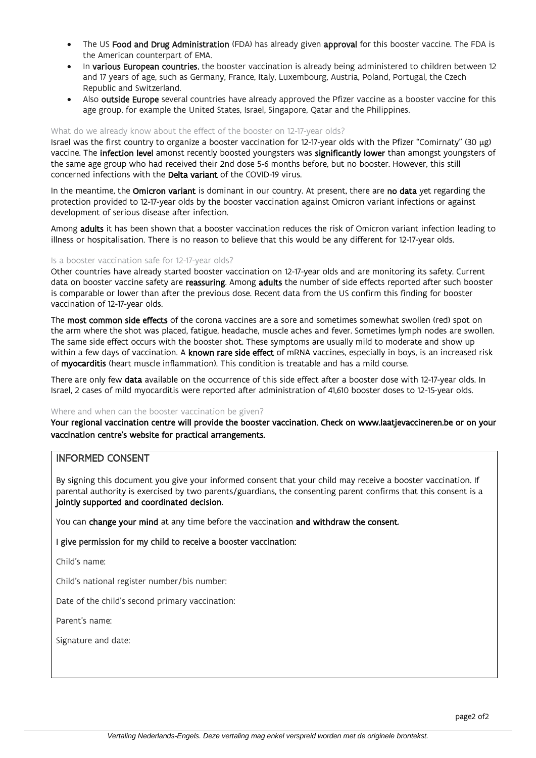- The US **Food and Drug Administration** (FDA) has already given **approval** for this booster vaccine. The FDA is the American counterpart of EMA.
- In **various European countries**, the booster vaccination is already being administered to children between 12 and 17 years of age, such as Germany, France, Italy, Luxembourg, Austria, Poland, Portugal, the Czech Republic and Switzerland.
- Also **outside Europe** several countries have already approved the Pfizer vaccine as a booster vaccine for this age group, for example the United States, Israel, Singapore, Qatar and the Philippines.

### What do we already know about the effect of the booster on 12-17-year olds?

Israel was the first country to organize a booster vaccination for 12-17-year olds with the Pfizer "Comirnaty" (30 µg) vaccine. The **infection level** amonst recently boosted youngsters was **significantly lower** than amongst youngsters of the same age group who had received their 2nd dose 5-6 months before, but no booster. However, this still concerned infections with the **Delta variant** of the COVID-19 virus.

In the meantime, the **Omicron variant** is dominant in our country. At present, there are **no data** yet regarding the protection provided to 12-17-year olds by the booster vaccination against Omicron variant infections or against development of serious disease after infection.

Among **adults** it has been shown that a booster vaccination reduces the risk of Omicron variant infection leading to illness or hospitalisation. There is no reason to believe that this would be any different for 12-17-year olds.

### Is a booster vaccination safe for 12-17-year olds?

Other countries have already started booster vaccination on 12-17-year olds and are monitoring its safety. Current data on booster vaccine safety are **reassuring**. Among **adults** the number of side effects reported after such booster is comparable or lower than after the previous dose. Recent data from the US confirm this finding for booster vaccination of 12-17-year olds.

The **most common side effects** of the corona vaccines are a sore and sometimes somewhat swollen (red) spot on the arm where the shot was placed, fatigue, headache, muscle aches and fever. Sometimes lymph nodes are swollen. The same side effect occurs with the booster shot. These symptoms are usually mild to moderate and show up within a few days of vaccination. A **known rare side effect** of mRNA vaccines, especially in boys, is an increased risk of **myocarditis** (heart muscle inflammation). This condition is treatable and has a mild course.

There are only few **data** available on the occurrence of this side effect after a booster dose with 12-17-year olds. In Israel, 2 cases of mild myocarditis were reported after administration of 41,610 booster doses to 12-15-year olds.

### Where and when can the booster vaccination be given?

**Your regional vaccination centre will provide the booster vaccination. Check on www.laatjevaccineren.be or on your vaccination centre's website for practical arrangements.**

## INFORMED CONSENT

By signing this document you give your informed consent that your child may receive a booster vaccination. If parental authority is exercised by two parents/guardians, the consenting parent confirms that this consent is a **jointly supported and coordinated decision**.

You can **change your mind** at any time before the vaccination **and withdraw the consent**.

**I give permission for my child to receive a booster vaccination:**

Child's name:

Child's national register number/bis number:

Date of the child's second primary vaccination:

Parent's name:

Signature and date:

*Vertaling Nederlands-Engels. Deze vertaling mag enkel verspreid worden met de originele brontekst.*